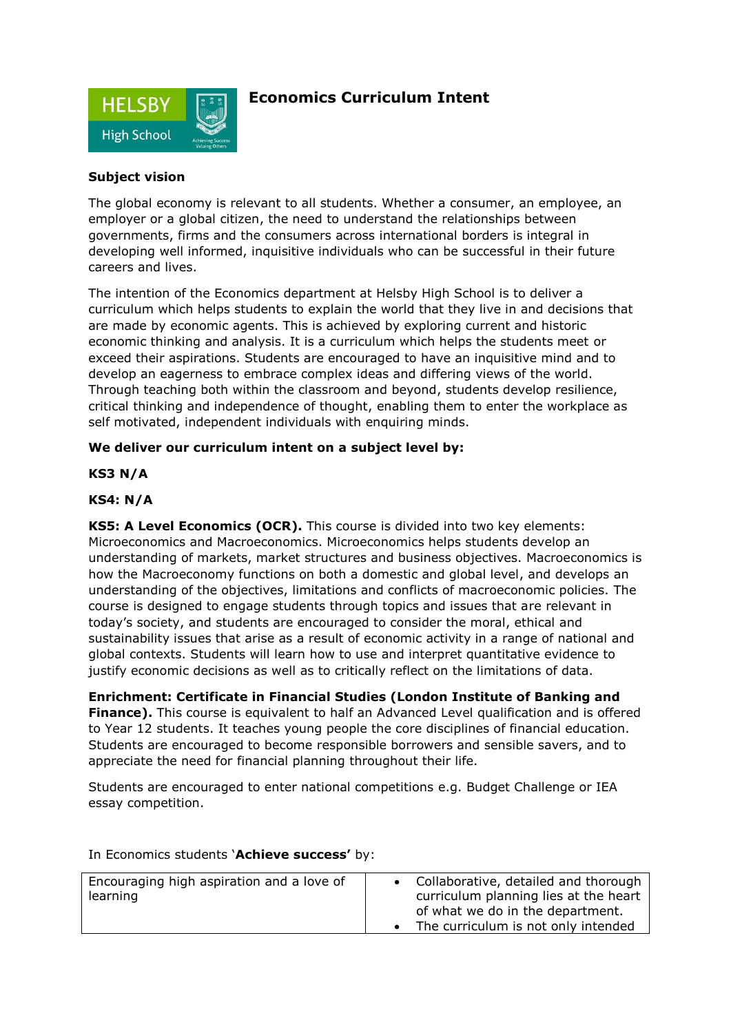# Economics Curriculum Intent

**Subject vision**

The global economy is relevant to all students. Whether a consumer, an employee, an employer or a global citizen, the need to understand the relationships between governments, firms and the consumers across international borders is integral in developing well informed, inquisitive individuals who can be successful in their future careers and lives.

The intention of the Economics department at Helsby High School is to deliver a curriculum which helps students to explain the world that they live in and decisions that are made by economic agents. This is achieved by exploring current and historic economic thinking and analysis. It is a curriculum which helps the students meet or exceed their aspirations. Students are encouraged to have an inquisitive mind and to develop an eagerness to embrace complex ideas and differing views of the world. Through teaching both within the classroom and beyond, students develop resilience, critical thinking and independence of thought, enabling them to enter the workplace as self motivated, independent individuals with enquiring minds.

**We deliver our curriculum intent on a subject level by:**

**KS3 N/A**

**KS4: N/A**

**KS5: A Level Economics (OCR).** This course is divided into two key elements: Microeconomics and Macroeconomics. Microeconomics helps students develop an understanding of markets, market structures and business objectives. Macroeconomics is how the Macroeconomy functions on both a domestic and global level, and develops an understanding of the objectives, limitations and conflicts of macroeconomic policies. The course is designed to engage students through topics and issues that are relevant in today's society, and students are encouraged to consider the moral, ethical and sustainability issues that arise as a result of economic activity in a range of national and global contexts. Students will learn how to use and interpret quantitative evidence to justify economic decisions as well as to critically reflect on the limitations of data.

**Enrichment: Certificate in Financial Studies (London Institute of Banking and Finance).** This course is equivalent to half an Advanced Level qualification and is offered to Year 12 students. It teaches young people the core disciplines of financial education. Students are encouraged to become responsible borrowers and sensible savers, and to appreciate the need for financial planning throughout their life.

Students are encouraged to enter national competitions e.g. Budget Challenge or IEA essay competition.

In Economics students '**Achieve success'** by:

| | |
|---|---|
| Encouraging high aspiration and a love of learning | • Collaborative, detailed and thorough curriculum planning lies at the heart of what we do in the department.<br>• The curriculum is not only intended |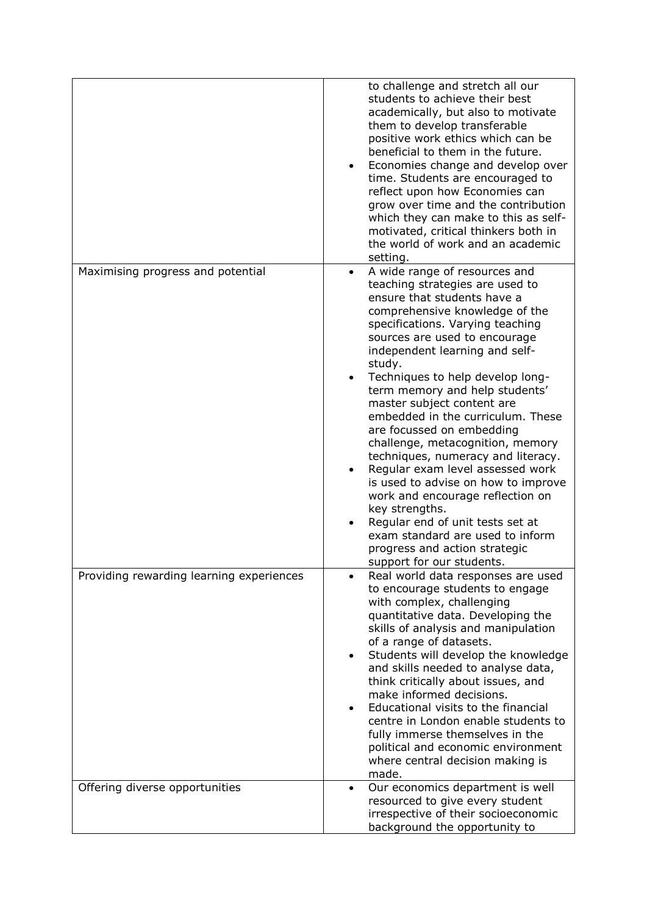| | |
|---|---|
| | to challenge and stretch all our students to achieve their best academically, but also to motivate them to develop transferable positive work ethics which can be beneficial to them in the future.<br>• Economies change and develop over time. Students are encouraged to reflect upon how Economies can grow over time and the contribution which they can make to this as self-motivated, critical thinkers both in the world of work and an academic setting. |
| Maximising progress and potential | • A wide range of resources and teaching strategies are used to ensure that students have a comprehensive knowledge of the specifications. Varying teaching sources are used to encourage independent learning and self-study.<br>• Techniques to help develop long-term memory and help students' master subject content are embedded in the curriculum. These are focussed on embedding challenge, metacognition, memory techniques, numeracy and literacy.<br>• Regular exam level assessed work is used to advise on how to improve work and encourage reflection on key strengths.<br>• Regular end of unit tests set at exam standard are used to inform progress and action strategic support for our students. |
| Providing rewarding learning experiences | • Real world data responses are used to encourage students to engage with complex, challenging quantitative data. Developing the skills of analysis and manipulation of a range of datasets.<br>• Students will develop the knowledge and skills needed to analyse data, think critically about issues, and make informed decisions.<br>• Educational visits to the financial centre in London enable students to fully immerse themselves in the political and economic environment where central decision making is made. |
| Offering diverse opportunities | • Our economics department is well resourced to give every student irrespective of their socioeconomic background the opportunity to |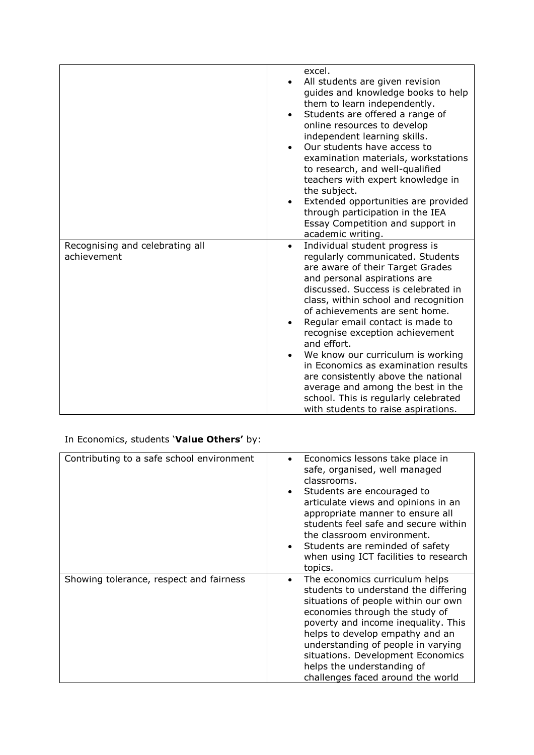| | |
|---|---|
| | excel.<br>• All students are given revision guides and knowledge books to help them to learn independently.<br>• Students are offered a range of online resources to develop independent learning skills.<br>• Our students have access to examination materials, workstations to research, and well-qualified teachers with expert knowledge in the subject.<br>• Extended opportunities are provided through participation in the IEA Essay Competition and support in academic writing. |
| Recognising and celebrating all achievement | • Individual student progress is regularly communicated. Students are aware of their Target Grades and personal aspirations are discussed. Success is celebrated in class, within school and recognition of achievements are sent home.<br>• Regular email contact is made to recognise exception achievement and effort.<br>• We know our curriculum is working in Economics as examination results are consistently above the national average and among the best in the school. This is regularly celebrated with students to raise aspirations. |

In Economics, students '**Value Others'** by:

| | |
|---|---|
| Contributing to a safe school environment | • Economics lessons take place in safe, organised, well managed classrooms.<br>• Students are encouraged to articulate views and opinions in an appropriate manner to ensure all students feel safe and secure within the classroom environment.<br>• Students are reminded of safety when using ICT facilities to research topics. |
| Showing tolerance, respect and fairness | • The economics curriculum helps students to understand the differing situations of people within our own economies through the study of poverty and income inequality. This helps to develop empathy and an understanding of people in varying situations. Development Economics helps the understanding of challenges faced around the world |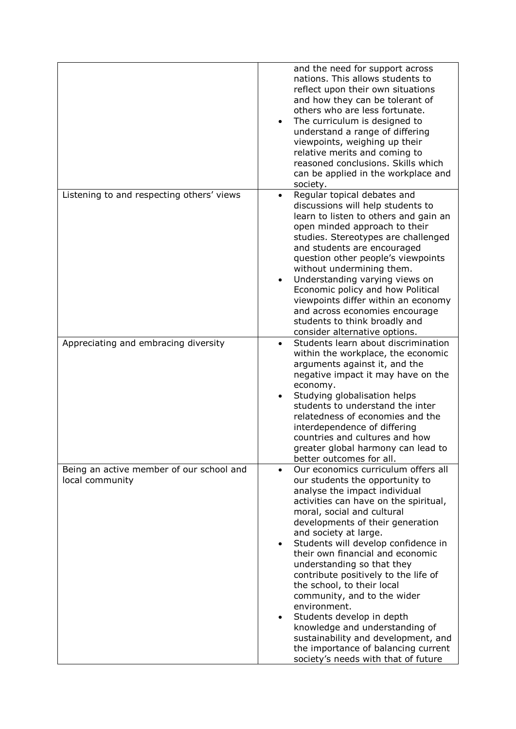| | |
|---|---|
| | and the need for support across nations. This allows students to reflect upon their own situations and how they can be tolerant of others who are less fortunate.<br>• The curriculum is designed to understand a range of differing viewpoints, weighing up their relative merits and coming to reasoned conclusions. Skills which can be applied in the workplace and society. |
| Listening to and respecting others' views | • Regular topical debates and discussions will help students to learn to listen to others and gain an open minded approach to their studies. Stereotypes are challenged and students are encouraged question other people's viewpoints without undermining them.<br>• Understanding varying views on Economic policy and how Political viewpoints differ within an economy and across economies encourage students to think broadly and consider alternative options. |
| Appreciating and embracing diversity | • Students learn about discrimination within the workplace, the economic arguments against it, and the negative impact it may have on the economy.<br>• Studying globalisation helps students to understand the inter relatedness of economies and the interdependence of differing countries and cultures and how greater global harmony can lead to better outcomes for all. |
| Being an active member of our school and local community | • Our economics curriculum offers all our students the opportunity to analyse the impact individual activities can have on the spiritual, moral, social and cultural developments of their generation and society at large.<br>• Students will develop confidence in their own financial and economic understanding so that they contribute positively to the life of the school, to their local community, and to the wider environment.<br>• Students develop in depth knowledge and understanding of sustainability and development, and the importance of balancing current society's needs with that of future |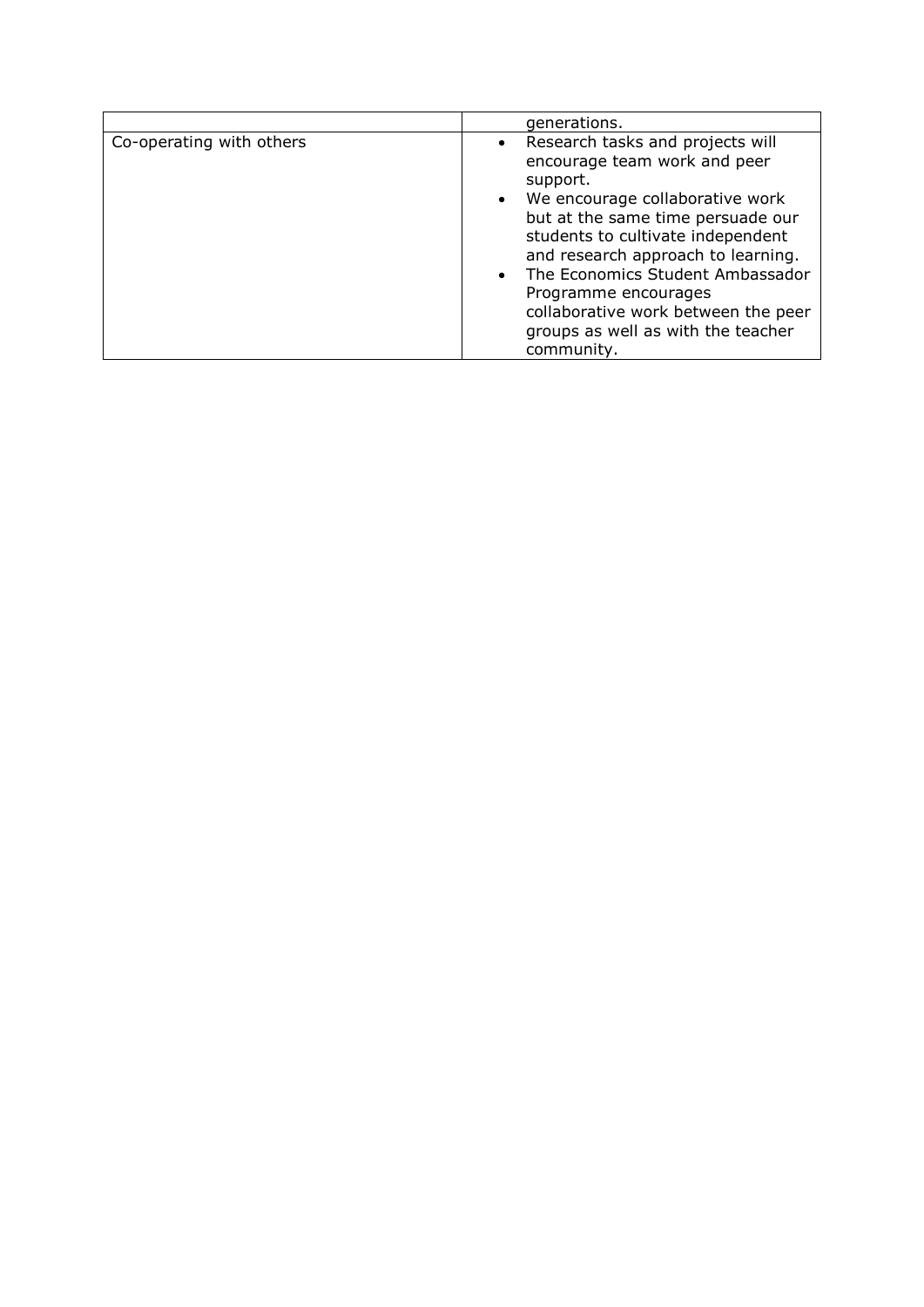| | |
|---|---|
| | generations. |
| Co-operating with others | • Research tasks and projects will encourage team work and peer support.<br>• We encourage collaborative work but at the same time persuade our students to cultivate independent and research approach to learning.<br>• The Economics Student Ambassador Programme encourages collaborative work between the peer groups as well as with the teacher community. |